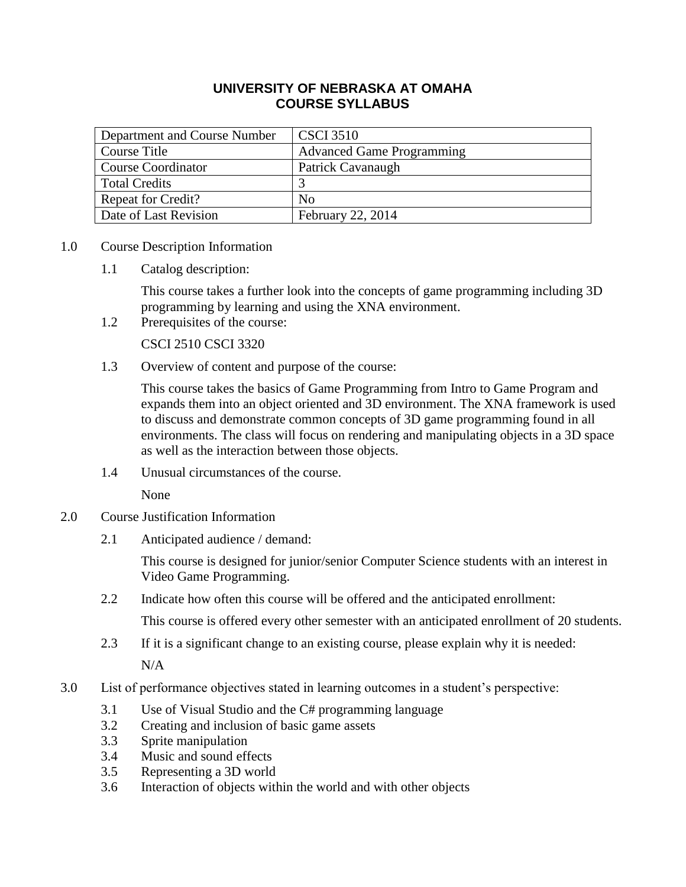# UNIVERSITY OF NEBRASKA AT OMAHA
# COURSE SYLLABUS

| Department and Course Number | CSCI 3510 |
|---|---|
| Course Title | Advanced Game Programming |
| Course Coordinator | Patrick Cavanaugh |
| Total Credits | 3 |
| Repeat for Credit? | No |
| Date of Last Revision | February 22, 2014 |

1.0 Course Description Information

1.1 Catalog description:

This course takes a further look into the concepts of game programming including 3D programming by learning and using the XNA environment.

1.2 Prerequisites of the course:

CSCI 2510 CSCI 3320

1.3 Overview of content and purpose of the course:

This course takes the basics of Game Programming from Intro to Game Program and expands them into an object oriented and 3D environment. The XNA framework is used to discuss and demonstrate common concepts of 3D game programming found in all environments. The class will focus on rendering and manipulating objects in a 3D space as well as the interaction between those objects.

1.4 Unusual circumstances of the course.

None

2.0 Course Justification Information

2.1 Anticipated audience / demand:

This course is designed for junior/senior Computer Science students with an interest in Video Game Programming.

2.2 Indicate how often this course will be offered and the anticipated enrollment:

This course is offered every other semester with an anticipated enrollment of 20 students.

2.3 If it is a significant change to an existing course, please explain why it is needed:

N/A

3.0 List of performance objectives stated in learning outcomes in a student's perspective:

3.1 Use of Visual Studio and the C# programming language
3.2 Creating and inclusion of basic game assets
3.3 Sprite manipulation
3.4 Music and sound effects
3.5 Representing a 3D world
3.6 Interaction of objects within the world and with other objects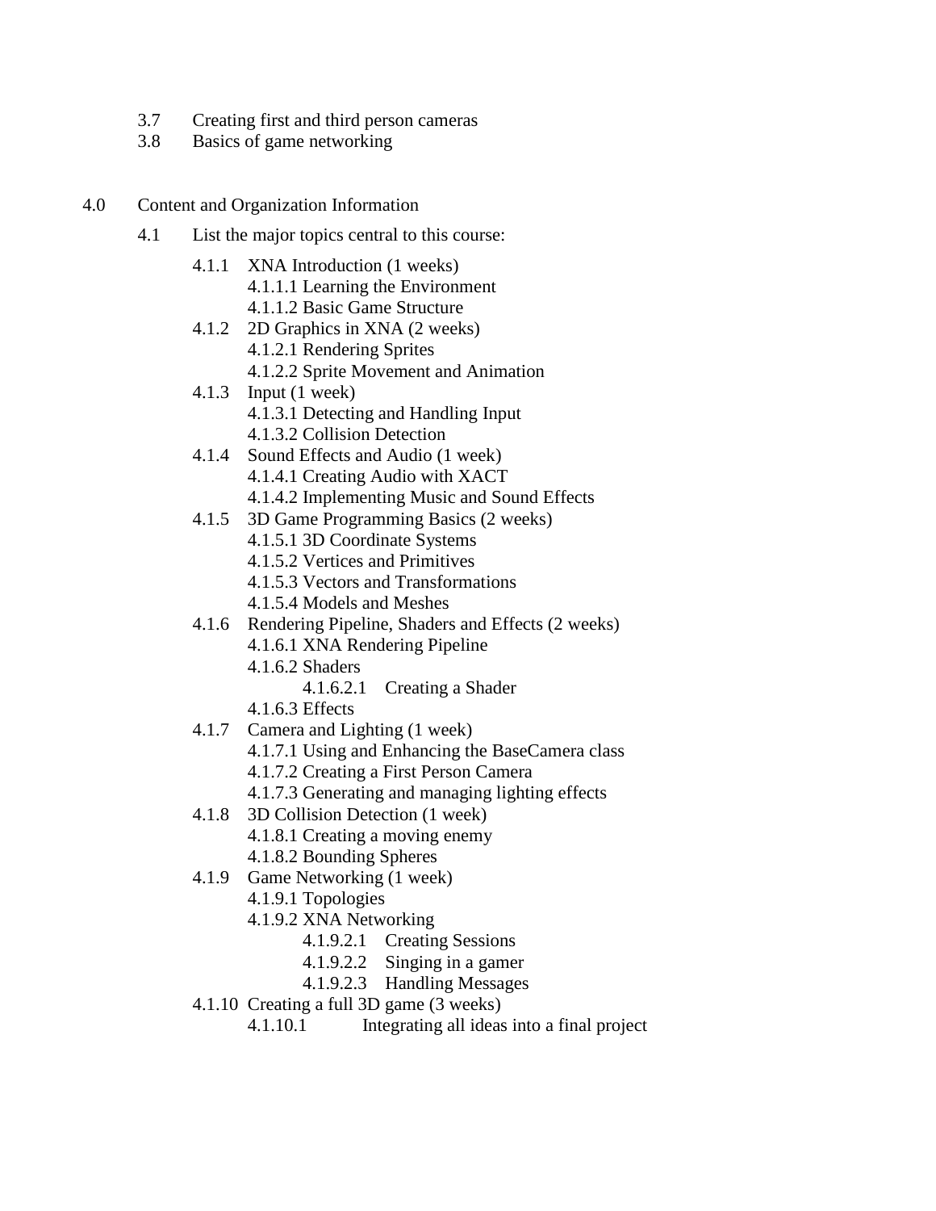- 3.7 Creating first and third person cameras
- 3.8 Basics of game networking

4.0 Content and Organization Information

- 4.1 List the major topics central to this course:
  - 4.1.1 XNA Introduction (1 weeks)
    - 4.1.1.1 Learning the Environment
    - 4.1.1.2 Basic Game Structure
  - 4.1.2 2D Graphics in XNA (2 weeks)
    - 4.1.2.1 Rendering Sprites
    - 4.1.2.2 Sprite Movement and Animation
  - 4.1.3 Input (1 week)
    - 4.1.3.1 Detecting and Handling Input
    - 4.1.3.2 Collision Detection
  - 4.1.4 Sound Effects and Audio (1 week)
    - 4.1.4.1 Creating Audio with XACT
    - 4.1.4.2 Implementing Music and Sound Effects
  - 4.1.5 3D Game Programming Basics (2 weeks)
    - 4.1.5.1 3D Coordinate Systems
    - 4.1.5.2 Vertices and Primitives
    - 4.1.5.3 Vectors and Transformations
    - 4.1.5.4 Models and Meshes
  - 4.1.6 Rendering Pipeline, Shaders and Effects (2 weeks)
    - 4.1.6.1 XNA Rendering Pipeline
    - 4.1.6.2 Shaders
      - 4.1.6.2.1 Creating a Shader
    - 4.1.6.3 Effects
  - 4.1.7 Camera and Lighting (1 week)
    - 4.1.7.1 Using and Enhancing the BaseCamera class
    - 4.1.7.2 Creating a First Person Camera
    - 4.1.7.3 Generating and managing lighting effects
  - 4.1.8 3D Collision Detection (1 week)
    - 4.1.8.1 Creating a moving enemy
    - 4.1.8.2 Bounding Spheres
  - 4.1.9 Game Networking (1 week)
    - 4.1.9.1 Topologies
    - 4.1.9.2 XNA Networking
      - 4.1.9.2.1 Creating Sessions
      - 4.1.9.2.2 Singing in a gamer
      - 4.1.9.2.3 Handling Messages
  - 4.1.10 Creating a full 3D game (3 weeks)
    - 4.1.10.1 Integrating all ideas into a final project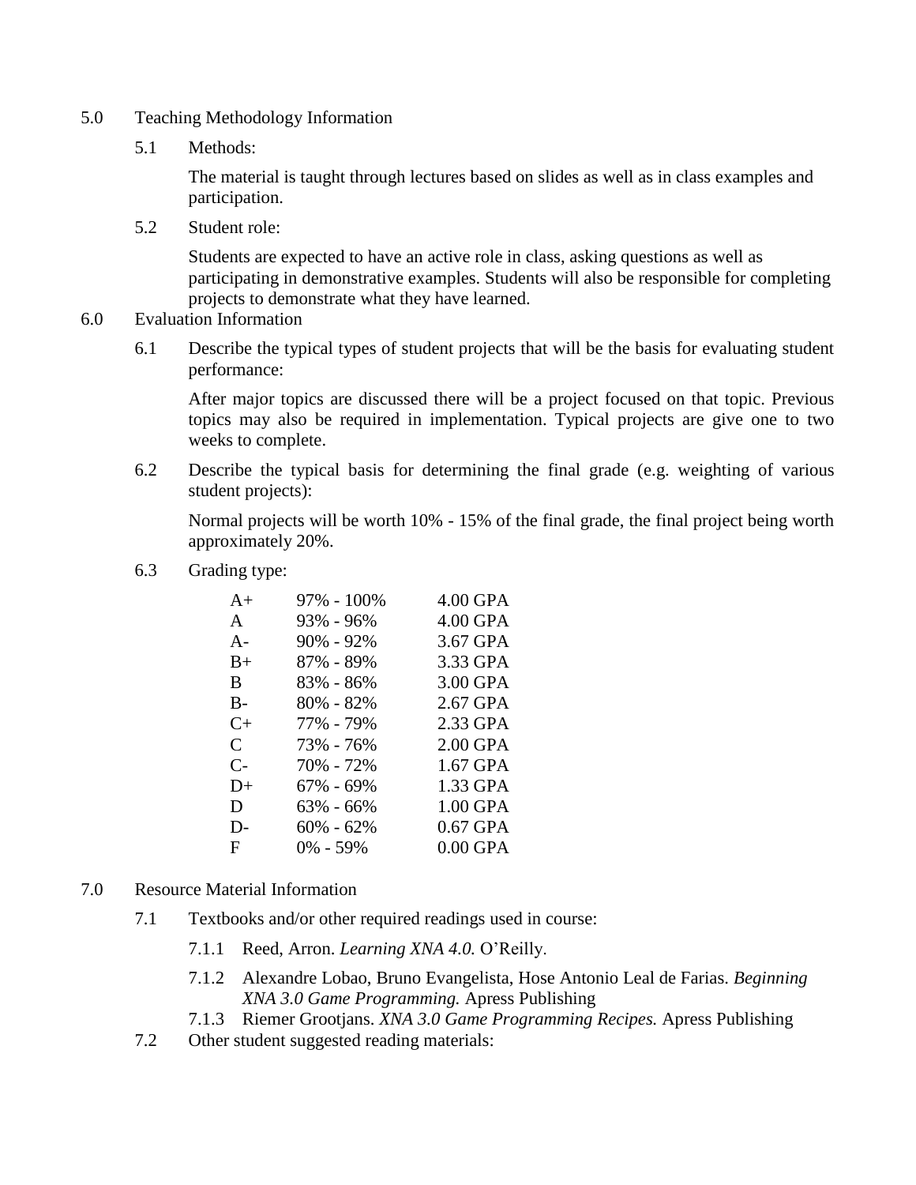5.0 Teaching Methodology Information

5.1 Methods:

The material is taught through lectures based on slides as well as in class examples and participation.

5.2 Student role:

Students are expected to have an active role in class, asking questions as well as participating in demonstrative examples. Students will also be responsible for completing projects to demonstrate what they have learned.

6.0 Evaluation Information

6.1 Describe the typical types of student projects that will be the basis for evaluating student performance:

After major topics are discussed there will be a project focused on that topic. Previous topics may also be required in implementation. Typical projects are give one to two weeks to complete.

6.2 Describe the typical basis for determining the final grade (e.g. weighting of various student projects):

Normal projects will be worth 10% - 15% of the final grade, the final project being worth approximately 20%.

6.3 Grading type:

| Grade | Range | GPA |
|---|---|---|
| A+ | 97% - 100% | 4.00 GPA |
| A | 93% - 96% | 4.00 GPA |
| A- | 90% - 92% | 3.67 GPA |
| B+ | 87% - 89% | 3.33 GPA |
| B | 83% - 86% | 3.00 GPA |
| B- | 80% - 82% | 2.67 GPA |
| C+ | 77% - 79% | 2.33 GPA |
| C | 73% - 76% | 2.00 GPA |
| C- | 70% - 72% | 1.67 GPA |
| D+ | 67% - 69% | 1.33 GPA |
| D | 63% - 66% | 1.00 GPA |
| D- | 60% - 62% | 0.67 GPA |
| F | 0% - 59% | 0.00 GPA |

7.0 Resource Material Information

7.1 Textbooks and/or other required readings used in course:

7.1.1 Reed, Arron. *Learning XNA 4.0.* O'Reilly.

7.1.2 Alexandre Lobao, Bruno Evangelista, Hose Antonio Leal de Farias. *Beginning XNA 3.0 Game Programming.* Apress Publishing

7.1.3 Riemer Grootjans. *XNA 3.0 Game Programming Recipes.* Apress Publishing

7.2 Other student suggested reading materials: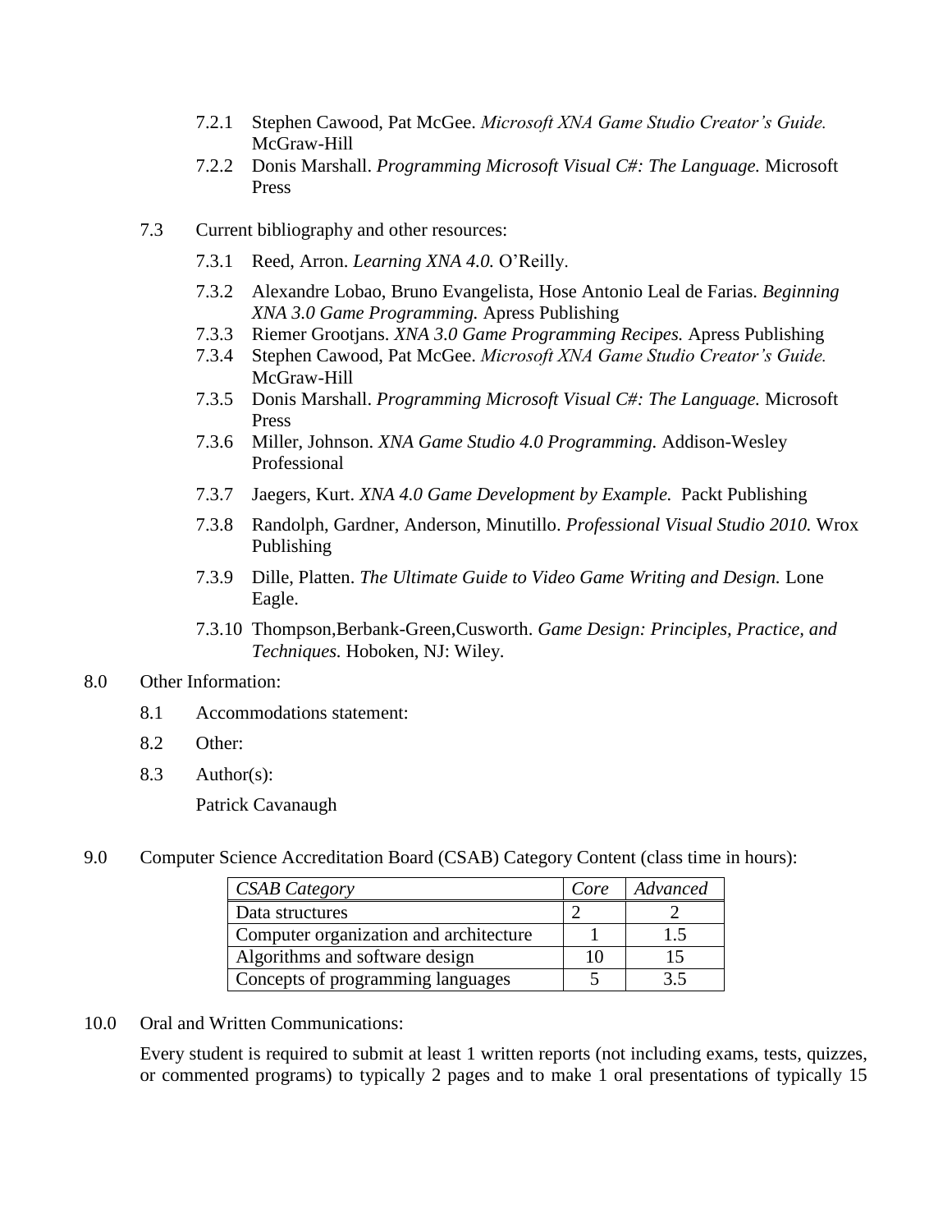- 7.2.1 Stephen Cawood, Pat McGee. *Microsoft XNA Game Studio Creator's Guide.* McGraw-Hill
- 7.2.2 Donis Marshall. *Programming Microsoft Visual C#: The Language.* Microsoft Press

7.3 Current bibliography and other resources:

- 7.3.1 Reed, Arron. *Learning XNA 4.0.* O'Reilly.
- 7.3.2 Alexandre Lobao, Bruno Evangelista, Hose Antonio Leal de Farias. *Beginning XNA 3.0 Game Programming.* Apress Publishing
- 7.3.3 Riemer Grootjans. *XNA 3.0 Game Programming Recipes.* Apress Publishing
- 7.3.4 Stephen Cawood, Pat McGee. *Microsoft XNA Game Studio Creator's Guide.* McGraw-Hill
- 7.3.5 Donis Marshall. *Programming Microsoft Visual C#: The Language.* Microsoft Press
- 7.3.6 Miller, Johnson. *XNA Game Studio 4.0 Programming.* Addison-Wesley Professional
- 7.3.7 Jaegers, Kurt. *XNA 4.0 Game Development by Example.* Packt Publishing
- 7.3.8 Randolph, Gardner, Anderson, Minutillo. *Professional Visual Studio 2010.* Wrox Publishing
- 7.3.9 Dille, Platten. *The Ultimate Guide to Video Game Writing and Design.* Lone Eagle.
- 7.3.10 Thompson,Berbank-Green,Cusworth. *Game Design: Principles, Practice, and Techniques.* Hoboken, NJ: Wiley.

8.0 Other Information:

8.1 Accommodations statement:

8.2 Other:

8.3 Author(s):

Patrick Cavanaugh

9.0 Computer Science Accreditation Board (CSAB) Category Content (class time in hours):

| *CSAB Category* | *Core* | *Advanced* |
|---|---|---|
| Data structures | 2 | 2 |
| Computer organization and architecture | 1 | 1.5 |
| Algorithms and software design | 10 | 15 |
| Concepts of programming languages | 5 | 3.5 |

10.0 Oral and Written Communications:

Every student is required to submit at least 1 written reports (not including exams, tests, quizzes, or commented programs) to typically 2 pages and to make 1 oral presentations of typically 15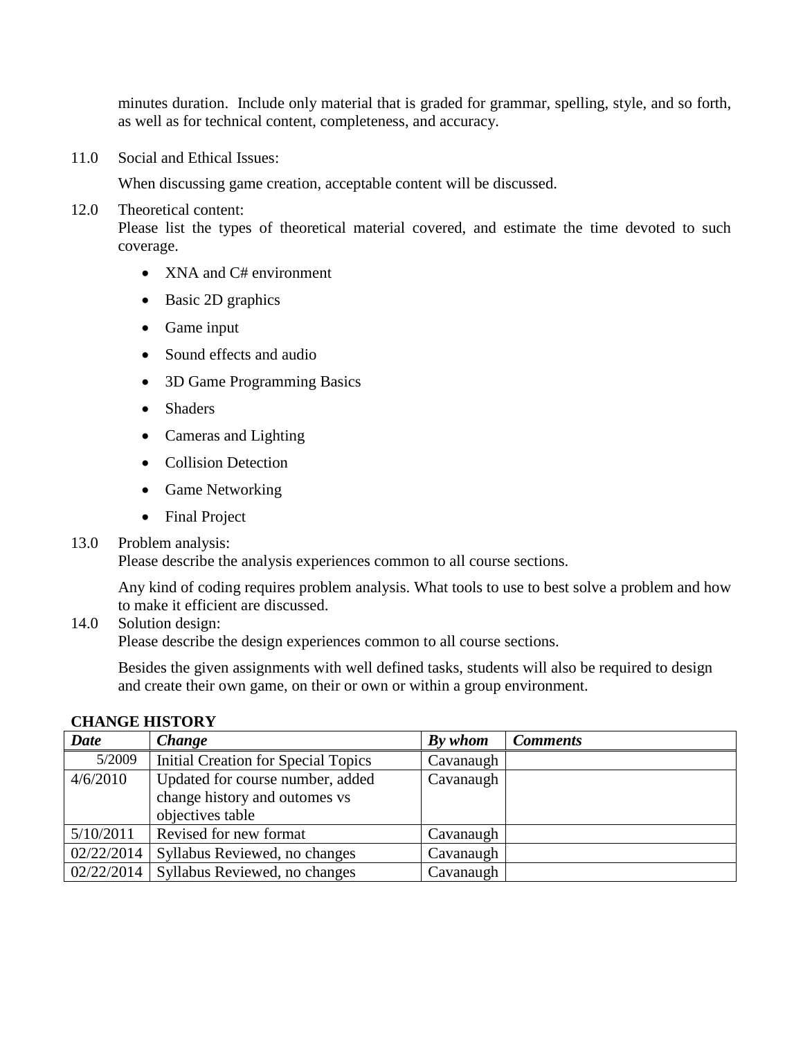minutes duration. Include only material that is graded for grammar, spelling, style, and so forth, as well as for technical content, completeness, and accuracy.

11.0 Social and Ethical Issues:

When discussing game creation, acceptable content will be discussed.

12.0 Theoretical content:
Please list the types of theoretical material covered, and estimate the time devoted to such coverage.

- XNA and C# environment
- Basic 2D graphics
- Game input
- Sound effects and audio
- 3D Game Programming Basics
- Shaders
- Cameras and Lighting
- Collision Detection
- Game Networking
- Final Project

13.0 Problem analysis:
Please describe the analysis experiences common to all course sections.

Any kind of coding requires problem analysis. What tools to use to best solve a problem and how to make it efficient are discussed.

14.0 Solution design:
Please describe the design experiences common to all course sections.

Besides the given assignments with well defined tasks, students will also be required to design and create their own game, on their or own or within a group environment.

**CHANGE HISTORY**

| ***Date*** | ***Change*** | ***By whom*** | ***Comments*** |
|---|---|---|---|
| 5/2009 | Initial Creation for Special Topics | Cavanaugh | |
| 4/6/2010 | Updated for course number, added change history and outomes vs objectives table | Cavanaugh | |
| 5/10/2011 | Revised for new format | Cavanaugh | |
| 02/22/2014 | Syllabus Reviewed, no changes | Cavanaugh | |
| 02/22/2014 | Syllabus Reviewed, no changes | Cavanaugh | |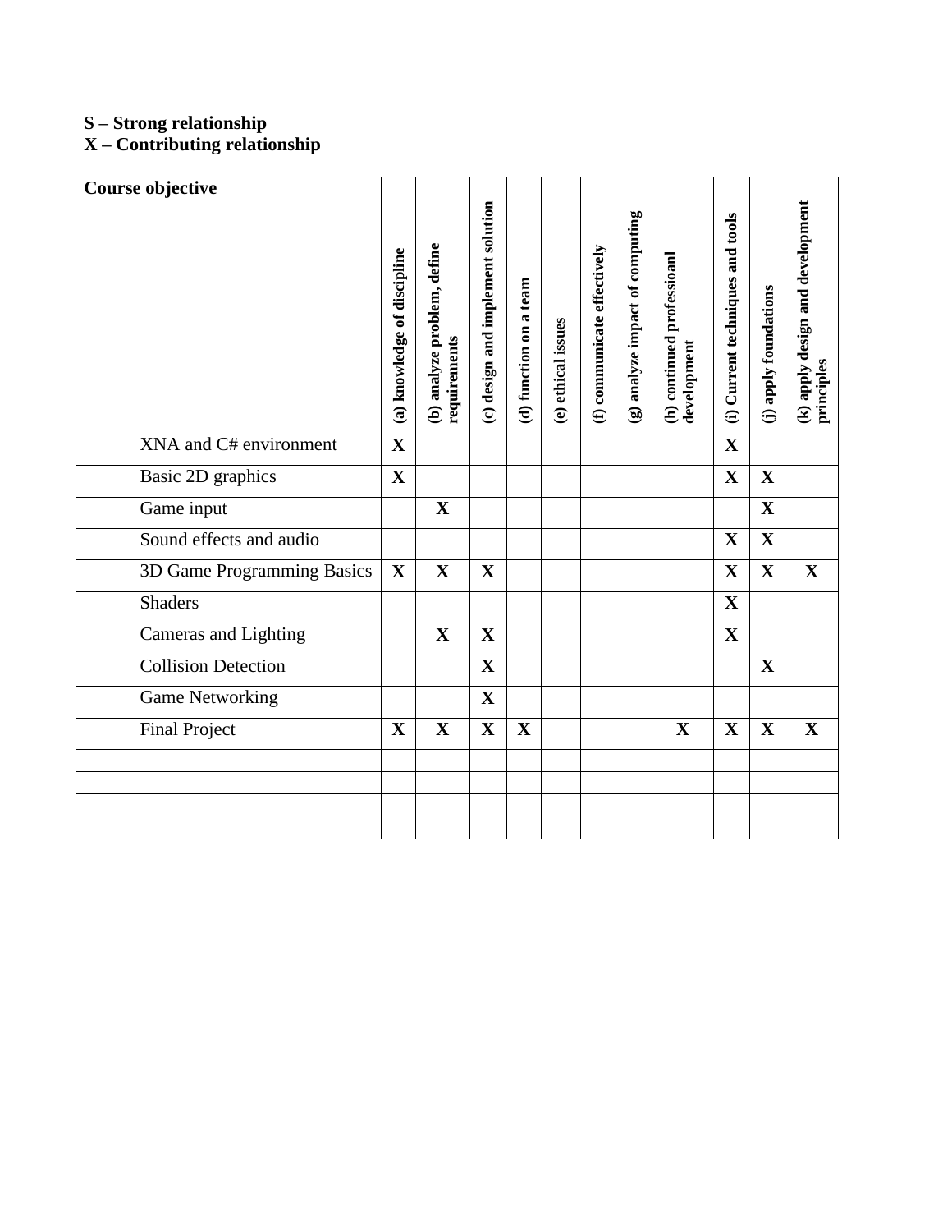**S – Strong relationship**
**X – Contributing relationship**

| **Course objective** | **(a) knowledge of discipline** | **(b) analyze problem, define requirements** | **(c) design and implement solution** | **(d) function on a team** | **(e) ethical issues** | **(f) communicate effectively** | **(g) analyze impact of computing** | **(h) continued professioanl development** | **(i) Current techniques and tools** | **(j) apply foundations** | **(k) apply design and development principles** |
|---|---|---|---|---|---|---|---|---|---|---|---|
| XNA and C# environment | **X** | | | | | | | | **X** | | |
| Basic 2D graphics | **X** | | | | | | | | **X** | **X** | |
| Game input | | **X** | | | | | | | | **X** | |
| Sound effects and audio | | | | | | | | | **X** | **X** | |
| 3D Game Programming Basics | **X** | **X** | **X** | | | | | | **X** | **X** | **X** |
| Shaders | | | | | | | | | **X** | | |
| Cameras and Lighting | | **X** | **X** | | | | | | **X** | | |
| Collision Detection | | | **X** | | | | | | | **X** | |
| Game Networking | | | **X** | | | | | | | | |
| Final Project | **X** | **X** | **X** | **X** | | | | **X** | **X** | **X** | **X** |
| | | | | | | | | | | | |
| | | | | | | | | | | | |
| | | | | | | | | | | | |
| | | | | | | | | | | | |